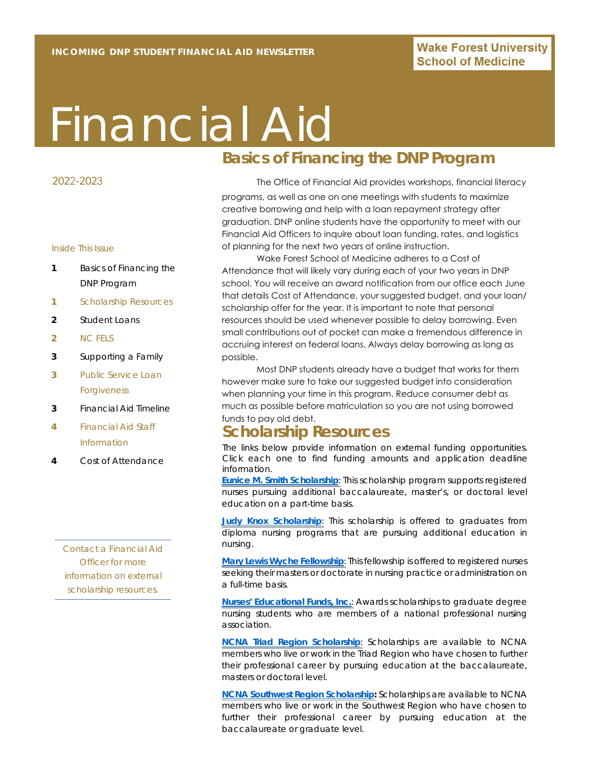INCOMING DNP STUDENT FINANCIAL AID NEWSLETTER

**Wake Forest University School of Medicine**

# Financial Aid

2022-2023

Inside This Issue

- **1** Basics of Financing the DNP Program
- **1** Scholarship Resources
- **2** Student Loans
- **2** NC FELS
- **3** Supporting a Family
- **3** Public Service Loan Forgiveness
- **3** Financial Aid Timeline
- **4** Financial Aid Staff Information
- **4** Cost of Attendance

Contact a Financial Aid Officer for more information on external scholarship resources.

## Basics of Financing the DNP Program

The Office of Financial Aid provides workshops, financial literacy programs, as well as one on one meetings with students to maximize creative borrowing and help with a loan repayment strategy after graduation. DNP online students have the opportunity to meet with our Financial Aid Officers to inquire about loan funding, rates, and logistics of planning for the next two years of online instruction.

Wake Forest School of Medicine adheres to a Cost of Attendance that will likely vary during each of your two years in DNP school. You will receive an award notification from our office each June that details Cost of Attendance, your suggested budget, and your loan/scholarship offer for the year. It is important to note that personal resources should be used whenever possible to delay borrowing. Even small contributions out of pocket can make a tremendous difference in accruing interest on federal loans. Always delay borrowing as long as possible.

Most DNP students already have a budget that works for them however make sure to take our suggested budget into consideration when planning your time in this program. Reduce consumer debt as much as possible before matriculation so you are not using borrowed funds to pay old debt.

## Scholarship Resources

The links below provide information on external funding opportunities. Click each one to find funding amounts and application deadline information.

**Eunice M. Smith Scholarship**: This scholarship program supports registered nurses pursuing additional baccalaureate, master's, or doctoral level education on a part-time basis.

**Judy Knox Scholarship**: This scholarship is offered to graduates from diploma nursing programs that are pursuing additional education in nursing.

**Mary Lewis Wyche Fellowship**: This fellowship is offered to registered nurses seeking their masters or doctorate in nursing practice or administration on a full-time basis.

**Nurses' Educational Funds, Inc.**: Awards scholarships to graduate degree nursing students who are members of a national professional nursing association.

**NCNA Triad Region Scholarship**: Scholarships are available to NCNA members who live or work in the Triad Region who have chosen to further their professional career by pursuing education at the baccalaureate, masters or doctoral level.

**NCNA Southwest Region Scholarship:** Scholarships are available to NCNA members who live or work in the Southwest Region who have chosen to further their professional career by pursuing education at the baccalaureate or graduate level.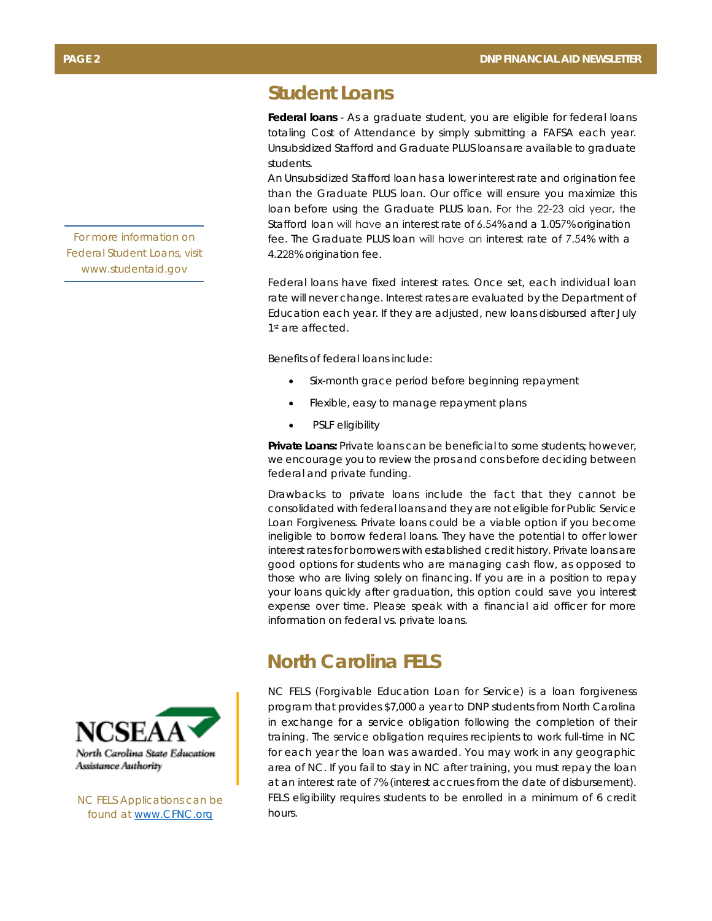## Student Loans

**Federal loans** - As a graduate student, you are eligible for federal loans totaling Cost of Attendance by simply submitting a FAFSA each year. Unsubsidized Stafford and Graduate PLUS loans are available to graduate students.

An Unsubsidized Stafford loan has a lower interest rate and origination fee than the Graduate PLUS loan. Our office will ensure you maximize this loan before using the Graduate PLUS loan. For the 22-23 aid year, the Stafford loan will have an interest rate of 6.54% and a 1.057% origination fee. The Graduate PLUS loan will have an interest rate of 7.54% with a 4.228% origination fee.

For more information on Federal Student Loans, visit www.studentaid.gov

Federal loans have fixed interest rates. Once set, each individual loan rate will never change. Interest rates are evaluated by the Department of Education each year. If they are adjusted, new loans disbursed after July 1st are affected.

Benefits of federal loans include:

- Six-month grace period before beginning repayment
- Flexible, easy to manage repayment plans
- PSLF eligibility

**Private Loans:** Private loans can be beneficial to some students; however, we encourage you to review the pros and cons before deciding between federal and private funding.

Drawbacks to private loans include the fact that they cannot be consolidated with federal loans and they are not eligible for Public Service Loan Forgiveness. Private loans could be a viable option if you become ineligible to borrow federal loans. They have the potential to offer lower interest rates for borrowers with established credit history. Private loans are good options for students who are managing cash flow, as opposed to those who are living solely on financing. If you are in a position to repay your loans quickly after graduation, this option could save you interest expense over time. Please speak with a financial aid officer for more information on federal vs. private loans.

## North Carolina FELS

NC FELS (Forgivable Education Loan for Service) is a loan forgiveness program that provides $7,000 a year to DNP students from North Carolina in exchange for a service obligation following the completion of their training. The service obligation requires recipients to work full-time in NC for each year the loan was awarded. You may work in any geographic area of NC. If you fail to stay in NC after training, you must repay the loan at an interest rate of 7% (interest accrues from the date of disbursement). FELS eligibility requires students to be enrolled in a minimum of 6 credit hours.

NCSEAA North Carolina State Education Assistance Authority

NC FELS Applications can be found at www.CFNC.org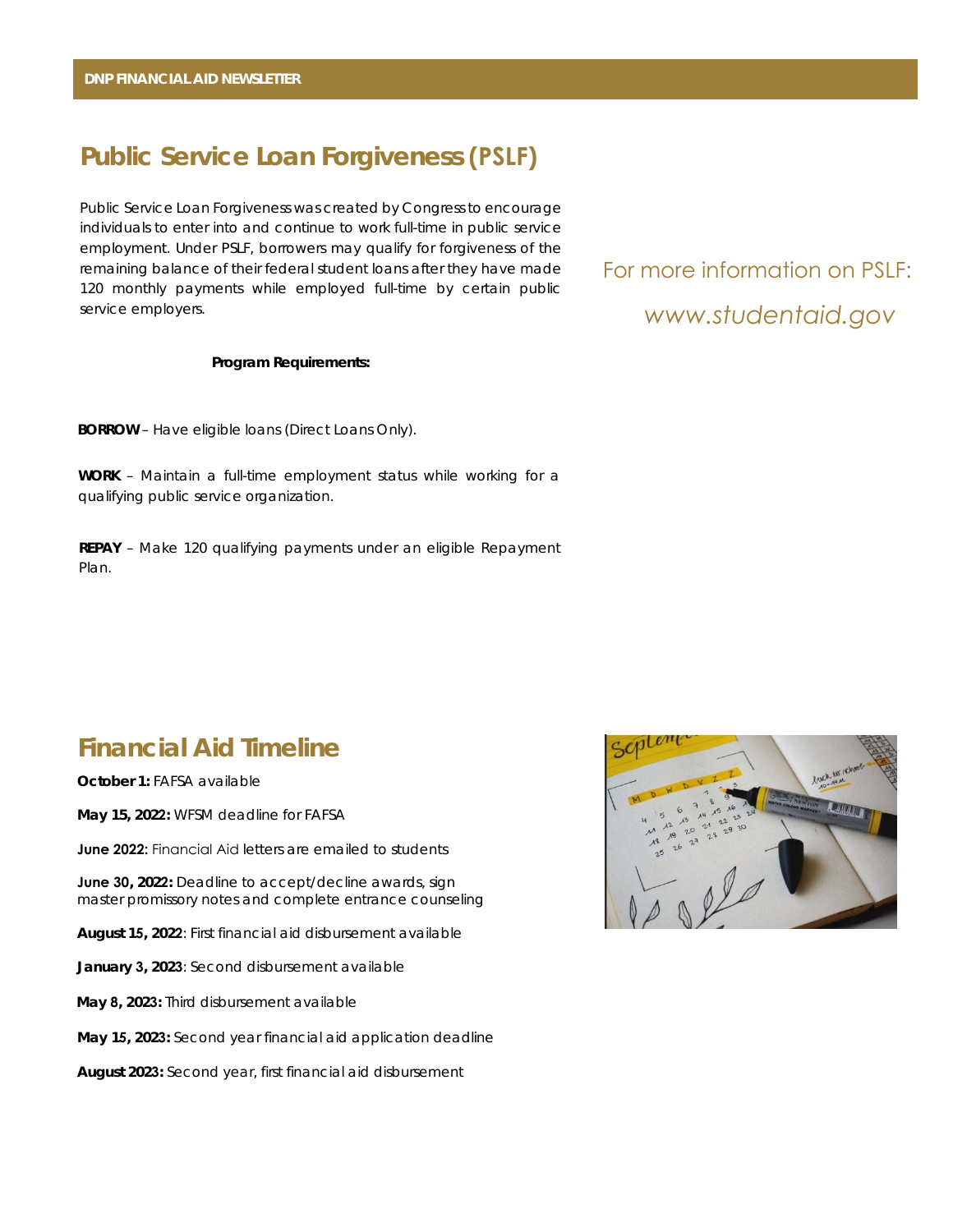## Public Service Loan Forgiveness (PSLF)

Public Service Loan Forgiveness was created by Congress to encourage individuals to enter into and continue to work full-time in public service employment. Under PSLF, borrowers may qualify for forgiveness of the remaining balance of their federal student loans after they have made 120 monthly payments while employed full-time by certain public service employers.

For more information on PSLF:

*www.studentaid.gov*

**Program Requirements:**

**BORROW** – Have eligible loans (Direct Loans Only).

**WORK** – Maintain a full-time employment status while working for a qualifying public service organization.

**REPAY** – Make 120 qualifying payments under an eligible Repayment Plan.

## Financial Aid Timeline

**October 1:** FAFSA available

**May 15, 2022:** WFSM deadline for FAFSA

**June 2022**: Financial Aid letters are emailed to students

**June 30, 2022:** Deadline to accept/decline awards, sign master promissory notes and complete entrance counseling

**August 15, 2022**: First financial aid disbursement available

**January 3, 2023**: Second disbursement available

**May 8, 2023:** Third disbursement available

**May 15, 2023:** Second year financial aid application deadline

**August 2023:** Second year, first financial aid disbursement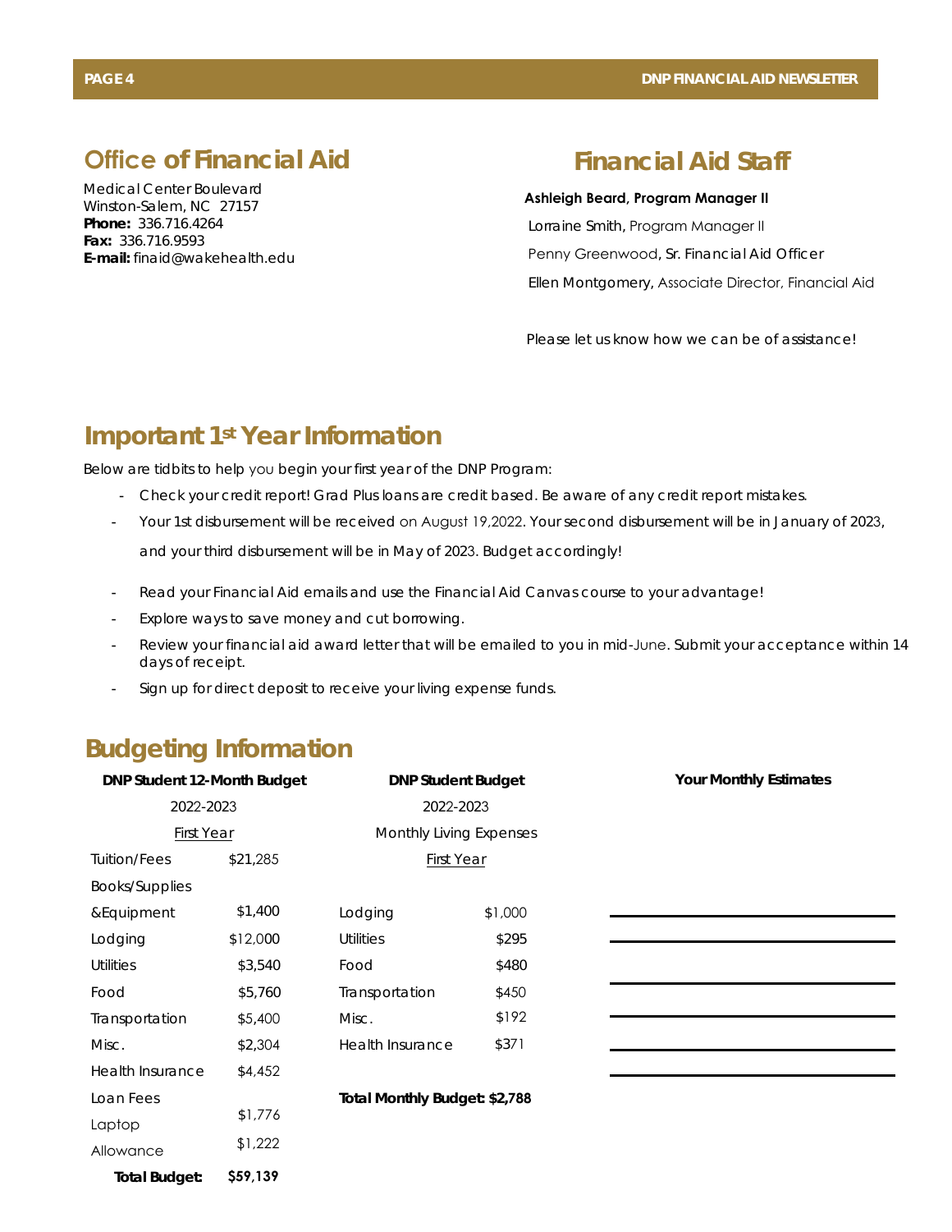## Office of Financial Aid

Medical Center Boulevard
Winston-Salem, NC 27157
**Phone:** 336.716.4264
**Fax:** 336.716.9593
**E-mail:** finaid@wakehealth.edu

## Financial Aid Staff

**Ashleigh Beard, Program Manager II**

Lorraine Smith, Program Manager II

Penny Greenwood, Sr. Financial Aid Officer

Ellen Montgomery, Associate Director, Financial Aid

Please let us know how we can be of assistance!

## Important 1st Year Information

Below are tidbits to help you begin your first year of the DNP Program:

- Check your credit report! Grad Plus loans are credit based. Be aware of any credit report mistakes.
- Your 1st disbursement will be received on August 19,2022. Your second disbursement will be in January of 2023, and your third disbursement will be in May of 2023. Budget accordingly!
- Read your Financial Aid emails and use the Financial Aid Canvas course to your advantage!
- Explore ways to save money and cut borrowing.
- Review your financial aid award letter that will be emailed to you in mid-June. Submit your acceptance within 14 days of receipt.
- Sign up for direct deposit to receive your living expense funds.

## Budgeting Information

**DNP Student 12-Month Budget**
2022-2023
First Year

| | |
|---|---|
| Tuition/Fees | $21,285 |
| Books/Supplies &Equipment | $1,400 |
| Lodging | $12,000 |
| Utilities | $3,540 |
| Food | $5,760 |
| Transportation | $5,400 |
| Misc. | $2,304 |
| Health Insurance | $4,452 |
| Loan Fees | $1,776 |
| Laptop Allowance | $1,222 |
| **Total Budget:** | **$59,139** |

**DNP Student Budget**
2022-2023
Monthly Living Expenses
First Year

| | | Your Monthly Estimates |
|---|---|---|
| Lodging | $1,000 | ______ |
| Utilities | $295 | ______ |
| Food | $480 | ______ |
| Transportation | $450 | ______ |
| Misc. | $192 | ______ |
| Health Insurance | $371 | ______ |
| | | ______ |

**Total Monthly Budget: $2,788**